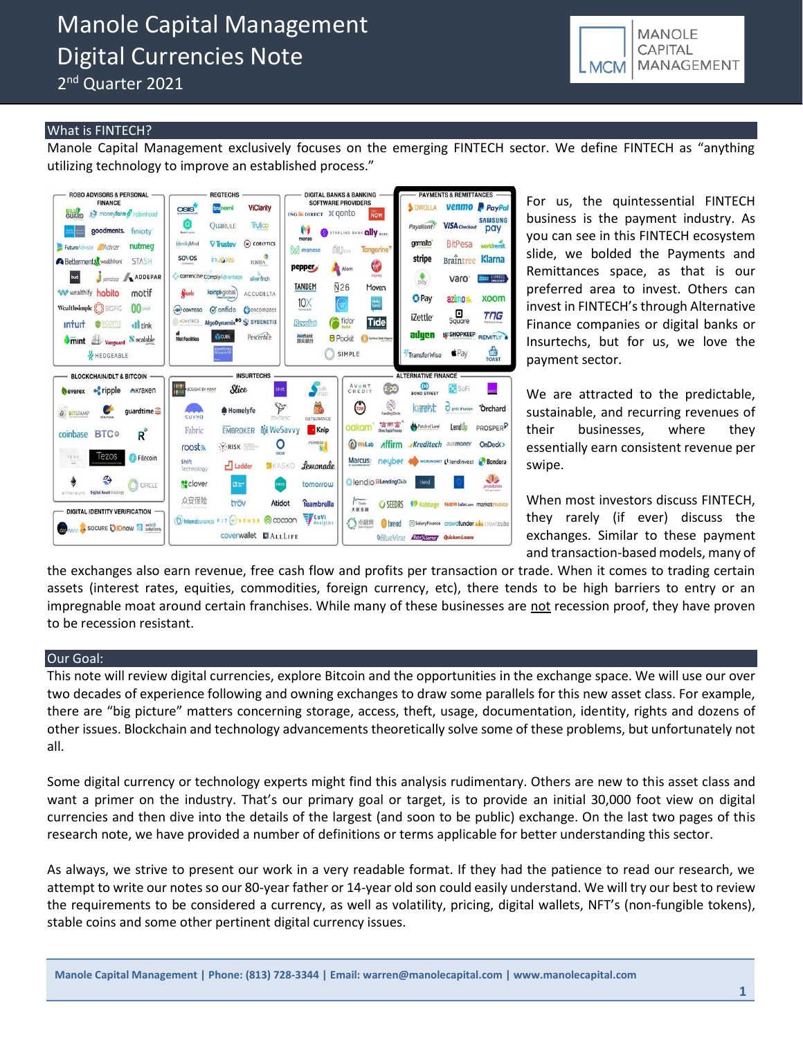# Manole Capital Management Digital Currencies Note

2nd Quarter 2021

## What is FINTECH?

Manole Capital Management exclusively focuses on the emerging FINTECH sector. We define FINTECH as "anything utilizing technology to improve an established process."

For us, the quintessential FINTECH business is the payment industry. As you can see in this FINTECH ecosystem slide, we bolded the Payments and Remittances space, as that is our preferred area to invest. Others can invest in FINTECH's through Alternative Finance companies or digital banks or Insurtechs, but for us, we love the payment sector.

We are attracted to the predictable, sustainable, and recurring revenues of their businesses, where they essentially earn consistent revenue per swipe.

When most investors discuss FINTECH, they rarely (if ever) discuss the exchanges. Similar to these payment and transaction-based models, many of the exchanges also earn revenue, free cash flow and profits per transaction or trade. When it comes to trading certain assets (interest rates, equities, commodities, foreign currency, etc), there tends to be high barriers to entry or an impregnable moat around certain franchises. While many of these businesses are not recession proof, they have proven to be recession resistant.

## Our Goal:

This note will review digital currencies, explore Bitcoin and the opportunities in the exchange space. We will use our over two decades of experience following and owning exchanges to draw some parallels for this new asset class. For example, there are "big picture" matters concerning storage, access, theft, usage, documentation, identity, rights and dozens of other issues. Blockchain and technology advancements theoretically solve some of these problems, but unfortunately not all.

Some digital currency or technology experts might find this analysis rudimentary. Others are new to this asset class and want a primer on the industry. That's our primary goal or target, is to provide an initial 30,000 foot view on digital currencies and then dive into the details of the largest (and soon to be public) exchange. On the last two pages of this research note, we have provided a number of definitions or terms applicable for better understanding this sector.

As always, we strive to present our work in a very readable format. If they had the patience to read our research, we attempt to write our notes so our 80-year father or 14-year old son could easily understand. We will try our best to review the requirements to be considered a currency, as well as volatility, pricing, digital wallets, NFT's (non-fungible tokens), stable coins and some other pertinent digital currency issues.

Manole Capital Management | Phone: (813) 728-3344 | Email: warren@manolecapital.com | www.manolecapital.com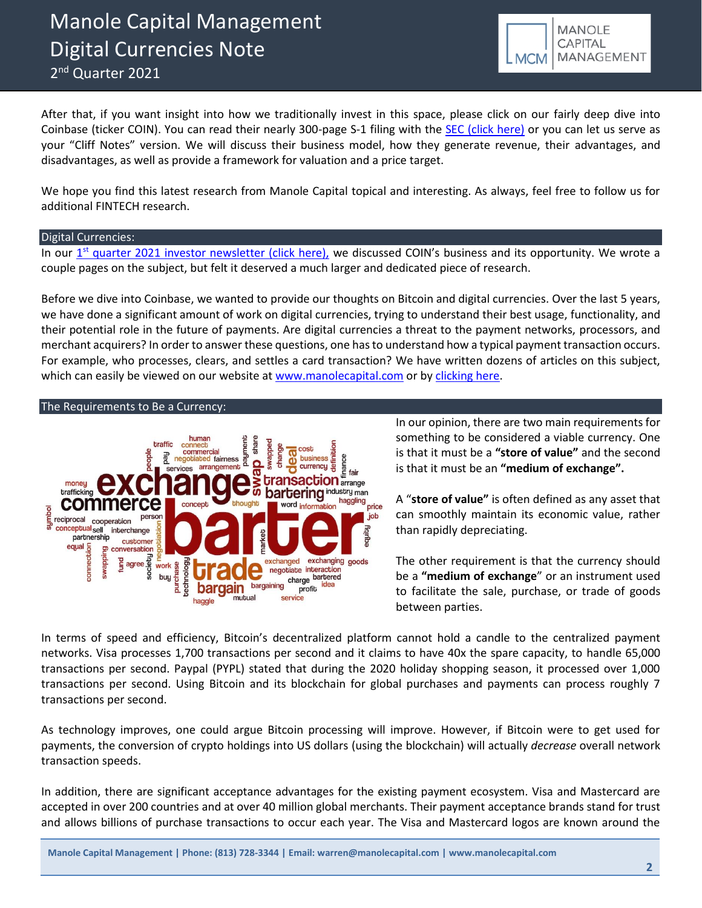After that, if you want insight into how we traditionally invest in this space, please click on our fairly deep dive into Coinbase (ticker COIN). You can read their nearly 300-page S-1 filing with the SEC (click here) or you can let us serve as your "Cliff Notes" version. We will discuss their business model, how they generate revenue, their advantages, and disadvantages, as well as provide a framework for valuation and a price target.

We hope you find this latest research from Manole Capital topical and interesting. As always, feel free to follow us for additional FINTECH research.

## Digital Currencies:

In our 1st quarter 2021 investor newsletter (click here), we discussed COIN's business and its opportunity. We wrote a couple pages on the subject, but felt it deserved a much larger and dedicated piece of research.

Before we dive into Coinbase, we wanted to provide our thoughts on Bitcoin and digital currencies. Over the last 5 years, we have done a significant amount of work on digital currencies, trying to understand their best usage, functionality, and their potential role in the future of payments. Are digital currencies a threat to the payment networks, processors, and merchant acquirers? In order to answer these questions, one has to understand how a typical payment transaction occurs. For example, who processes, clears, and settles a card transaction? We have written dozens of articles on this subject, which can easily be viewed on our website at www.manolecapital.com or by clicking here.

## The Requirements to Be a Currency:

In our opinion, there are two main requirements for something to be considered a viable currency. One is that it must be a **"store of value"** and the second is that it must be an **"medium of exchange".**

A "**store of value"** is often defined as any asset that can smoothly maintain its economic value, rather than rapidly depreciating.

The other requirement is that the currency should be a **"medium of exchange"** or an instrument used to facilitate the sale, purchase, or trade of goods between parties.

In terms of speed and efficiency, Bitcoin's decentralized platform cannot hold a candle to the centralized payment networks. Visa processes 1,700 transactions per second and it claims to have 40x the spare capacity, to handle 65,000 transactions per second. Paypal (PYPL) stated that during the 2020 holiday shopping season, it processed over 1,000 transactions per second. Using Bitcoin and its blockchain for global purchases and payments can process roughly 7 transactions per second.

As technology improves, one could argue Bitcoin processing will improve. However, if Bitcoin were to get used for payments, the conversion of crypto holdings into US dollars (using the blockchain) will actually *decrease* overall network transaction speeds.

In addition, there are significant acceptance advantages for the existing payment ecosystem. Visa and Mastercard are accepted in over 200 countries and at over 40 million global merchants. Their payment acceptance brands stand for trust and allows billions of purchase transactions to occur each year. The Visa and Mastercard logos are known around the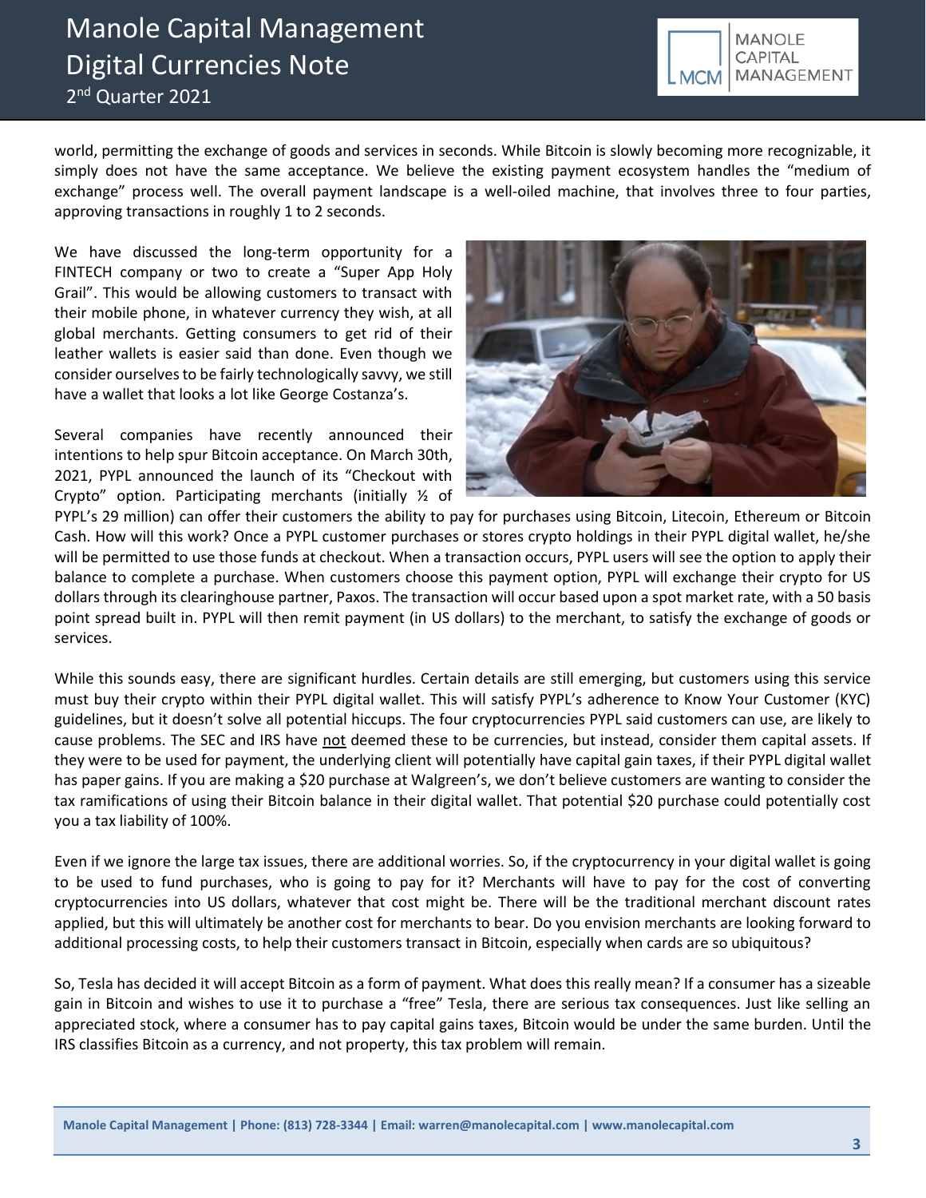world, permitting the exchange of goods and services in seconds. While Bitcoin is slowly becoming more recognizable, it simply does not have the same acceptance. We believe the existing payment ecosystem handles the "medium of exchange" process well. The overall payment landscape is a well-oiled machine, that involves three to four parties, approving transactions in roughly 1 to 2 seconds.

We have discussed the long-term opportunity for a FINTECH company or two to create a "Super App Holy Grail". This would be allowing customers to transact with their mobile phone, in whatever currency they wish, at all global merchants. Getting consumers to get rid of their leather wallets is easier said than done. Even though we consider ourselves to be fairly technologically savvy, we still have a wallet that looks a lot like George Costanza's.

Several companies have recently announced their intentions to help spur Bitcoin acceptance. On March 30th, 2021, PYPL announced the launch of its "Checkout with Crypto" option. Participating merchants (initially ½ of PYPL's 29 million) can offer their customers the ability to pay for purchases using Bitcoin, Litecoin, Ethereum or Bitcoin Cash. How will this work? Once a PYPL customer purchases or stores crypto holdings in their PYPL digital wallet, he/she will be permitted to use those funds at checkout. When a transaction occurs, PYPL users will see the option to apply their balance to complete a purchase. When customers choose this payment option, PYPL will exchange their crypto for US dollars through its clearinghouse partner, Paxos. The transaction will occur based upon a spot market rate, with a 50 basis point spread built in. PYPL will then remit payment (in US dollars) to the merchant, to satisfy the exchange of goods or services.

While this sounds easy, there are significant hurdles. Certain details are still emerging, but customers using this service must buy their crypto within their PYPL digital wallet. This will satisfy PYPL's adherence to Know Your Customer (KYC) guidelines, but it doesn't solve all potential hiccups. The four cryptocurrencies PYPL said customers can use, are likely to cause problems. The SEC and IRS have not deemed these to be currencies, but instead, consider them capital assets. If they were to be used for payment, the underlying client will potentially have capital gain taxes, if their PYPL digital wallet has paper gains. If you are making a $20 purchase at Walgreen's, we don't believe customers are wanting to consider the tax ramifications of using their Bitcoin balance in their digital wallet. That potential $20 purchase could potentially cost you a tax liability of 100%.

Even if we ignore the large tax issues, there are additional worries. So, if the cryptocurrency in your digital wallet is going to be used to fund purchases, who is going to pay for it? Merchants will have to pay for the cost of converting cryptocurrencies into US dollars, whatever that cost might be. There will be the traditional merchant discount rates applied, but this will ultimately be another cost for merchants to bear. Do you envision merchants are looking forward to additional processing costs, to help their customers transact in Bitcoin, especially when cards are so ubiquitous?

So, Tesla has decided it will accept Bitcoin as a form of payment. What does this really mean? If a consumer has a sizeable gain in Bitcoin and wishes to use it to purchase a "free" Tesla, there are serious tax consequences. Just like selling an appreciated stock, where a consumer has to pay capital gains taxes, Bitcoin would be under the same burden. Until the IRS classifies Bitcoin as a currency, and not property, this tax problem will remain.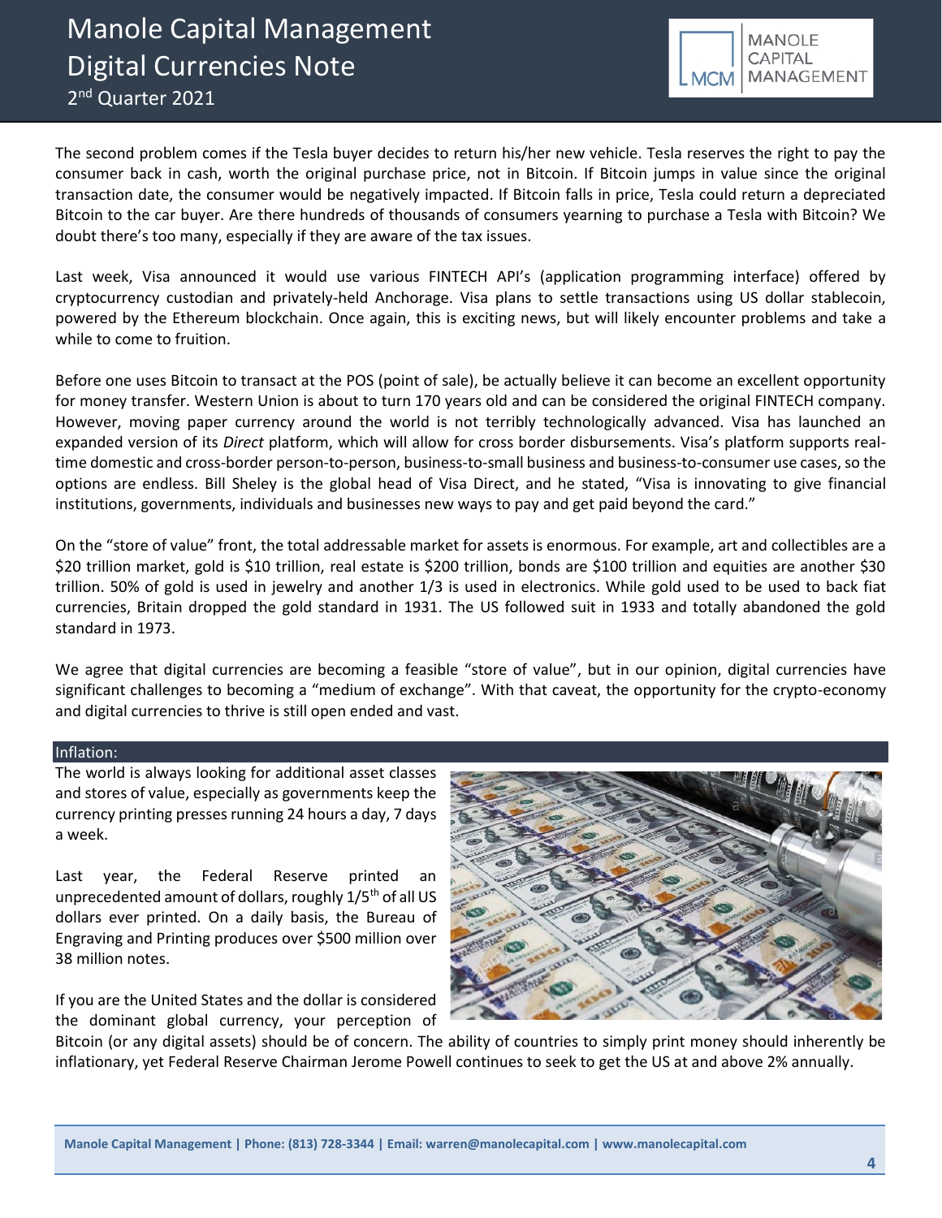The second problem comes if the Tesla buyer decides to return his/her new vehicle. Tesla reserves the right to pay the consumer back in cash, worth the original purchase price, not in Bitcoin. If Bitcoin jumps in value since the original transaction date, the consumer would be negatively impacted. If Bitcoin falls in price, Tesla could return a depreciated Bitcoin to the car buyer. Are there hundreds of thousands of consumers yearning to purchase a Tesla with Bitcoin? We doubt there's too many, especially if they are aware of the tax issues.

Last week, Visa announced it would use various FINTECH API's (application programming interface) offered by cryptocurrency custodian and privately-held Anchorage. Visa plans to settle transactions using US dollar stablecoin, powered by the Ethereum blockchain. Once again, this is exciting news, but will likely encounter problems and take a while to come to fruition.

Before one uses Bitcoin to transact at the POS (point of sale), be actually believe it can become an excellent opportunity for money transfer. Western Union is about to turn 170 years old and can be considered the original FINTECH company. However, moving paper currency around the world is not terribly technologically advanced. Visa has launched an expanded version of its *Direct* platform, which will allow for cross border disbursements. Visa's platform supports real-time domestic and cross-border person-to-person, business-to-small business and business-to-consumer use cases, so the options are endless. Bill Sheley is the global head of Visa Direct, and he stated, "Visa is innovating to give financial institutions, governments, individuals and businesses new ways to pay and get paid beyond the card."

On the "store of value" front, the total addressable market for assets is enormous. For example, art and collectibles are a $20 trillion market, gold is $10 trillion, real estate is $200 trillion, bonds are $100 trillion and equities are another $30 trillion. 50% of gold is used in jewelry and another 1/3 is used in electronics. While gold used to be used to back fiat currencies, Britain dropped the gold standard in 1931. The US followed suit in 1933 and totally abandoned the gold standard in 1973.

We agree that digital currencies are becoming a feasible "store of value", but in our opinion, digital currencies have significant challenges to becoming a "medium of exchange". With that caveat, the opportunity for the crypto-economy and digital currencies to thrive is still open ended and vast.

## Inflation:

The world is always looking for additional asset classes and stores of value, especially as governments keep the currency printing presses running 24 hours a day, 7 days a week.

Last year, the Federal Reserve printed an unprecedented amount of dollars, roughly 1/5th of all US dollars ever printed. On a daily basis, the Bureau of Engraving and Printing produces over $500 million over 38 million notes.

If you are the United States and the dollar is considered the dominant global currency, your perception of Bitcoin (or any digital assets) should be of concern. The ability of countries to simply print money should inherently be inflationary, yet Federal Reserve Chairman Jerome Powell continues to seek to get the US at and above 2% annually.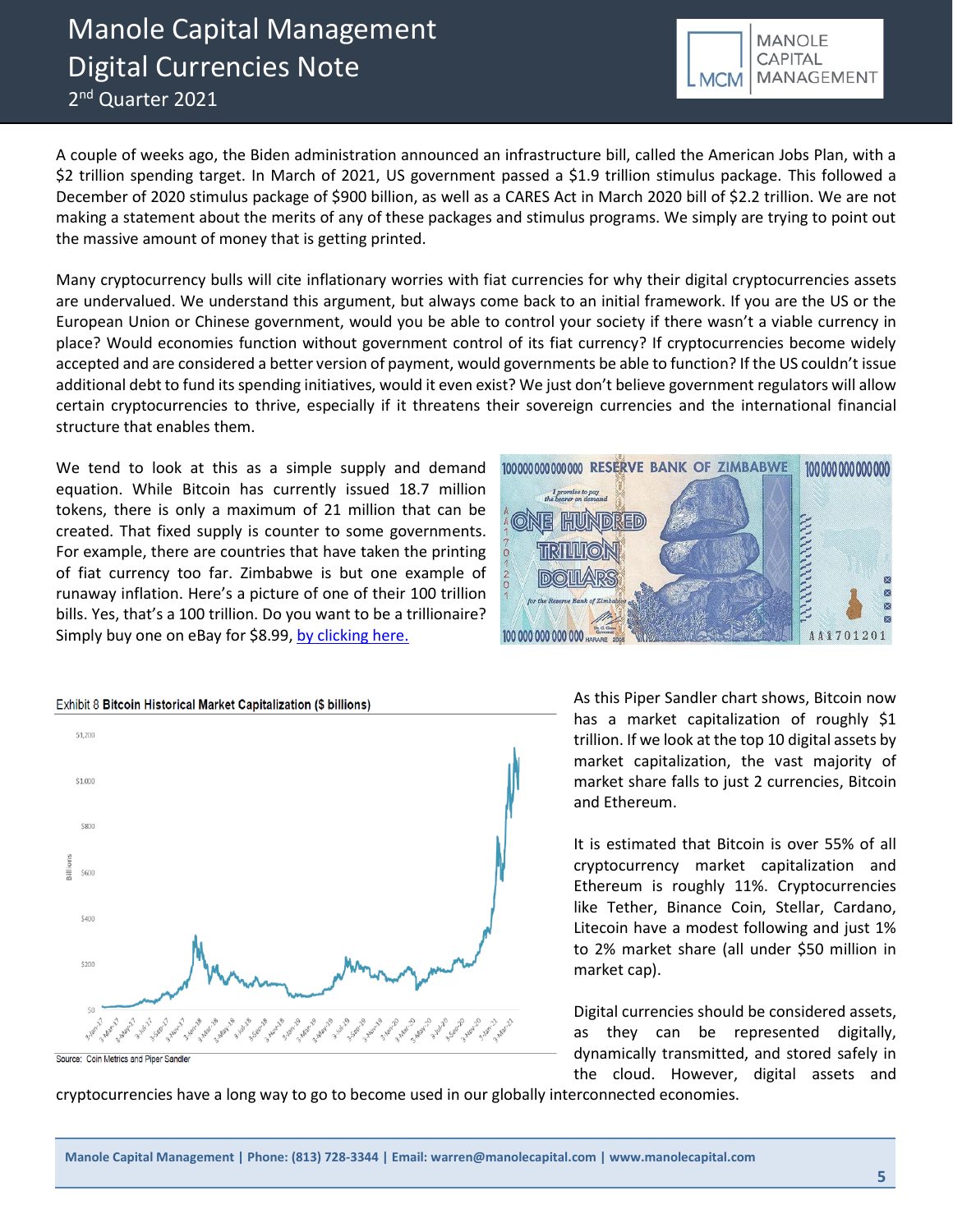A couple of weeks ago, the Biden administration announced an infrastructure bill, called the American Jobs Plan, with a \$2 trillion spending target. In March of 2021, US government passed a \$1.9 trillion stimulus package. This followed a December of 2020 stimulus package of \$900 billion, as well as a CARES Act in March 2020 bill of \$2.2 trillion. We are not making a statement about the merits of any of these packages and stimulus programs. We simply are trying to point out the massive amount of money that is getting printed.

Many cryptocurrency bulls will cite inflationary worries with fiat currencies for why their digital cryptocurrencies assets are undervalued. We understand this argument, but always come back to an initial framework. If you are the US or the European Union or Chinese government, would you be able to control your society if there wasn't a viable currency in place? Would economies function without government control of its fiat currency? If cryptocurrencies become widely accepted and are considered a better version of payment, would governments be able to function? If the US couldn't issue additional debt to fund its spending initiatives, would it even exist? We just don't believe government regulators will allow certain cryptocurrencies to thrive, especially if it threatens their sovereign currencies and the international financial structure that enables them.

We tend to look at this as a simple supply and demand equation. While Bitcoin has currently issued 18.7 million tokens, there is only a maximum of 21 million that can be created. That fixed supply is counter to some governments. For example, there are countries that have taken the printing of fiat currency too far. Zimbabwe is but one example of runaway inflation. Here's a picture of one of their 100 trillion bills. Yes, that's a 100 trillion. Do you want to be a trillionaire? Simply buy one on eBay for \$8.99, [by clicking here.]

Exhibit 8 **Bitcoin Historical Market Capitalization (\$ billions)**

Source: Coin Metrics and Piper Sandler

As this Piper Sandler chart shows, Bitcoin now has a market capitalization of roughly \$1 trillion. If we look at the top 10 digital assets by market capitalization, the vast majority of market share falls to just 2 currencies, Bitcoin and Ethereum.

It is estimated that Bitcoin is over 55% of all cryptocurrency market capitalization and Ethereum is roughly 11%. Cryptocurrencies like Tether, Binance Coin, Stellar, Cardano, Litecoin have a modest following and just 1% to 2% market share (all under \$50 million in market cap).

Digital currencies should be considered assets, as they can be represented digitally, dynamically transmitted, and stored safely in the cloud. However, digital assets and cryptocurrencies have a long way to go to become used in our globally interconnected economies.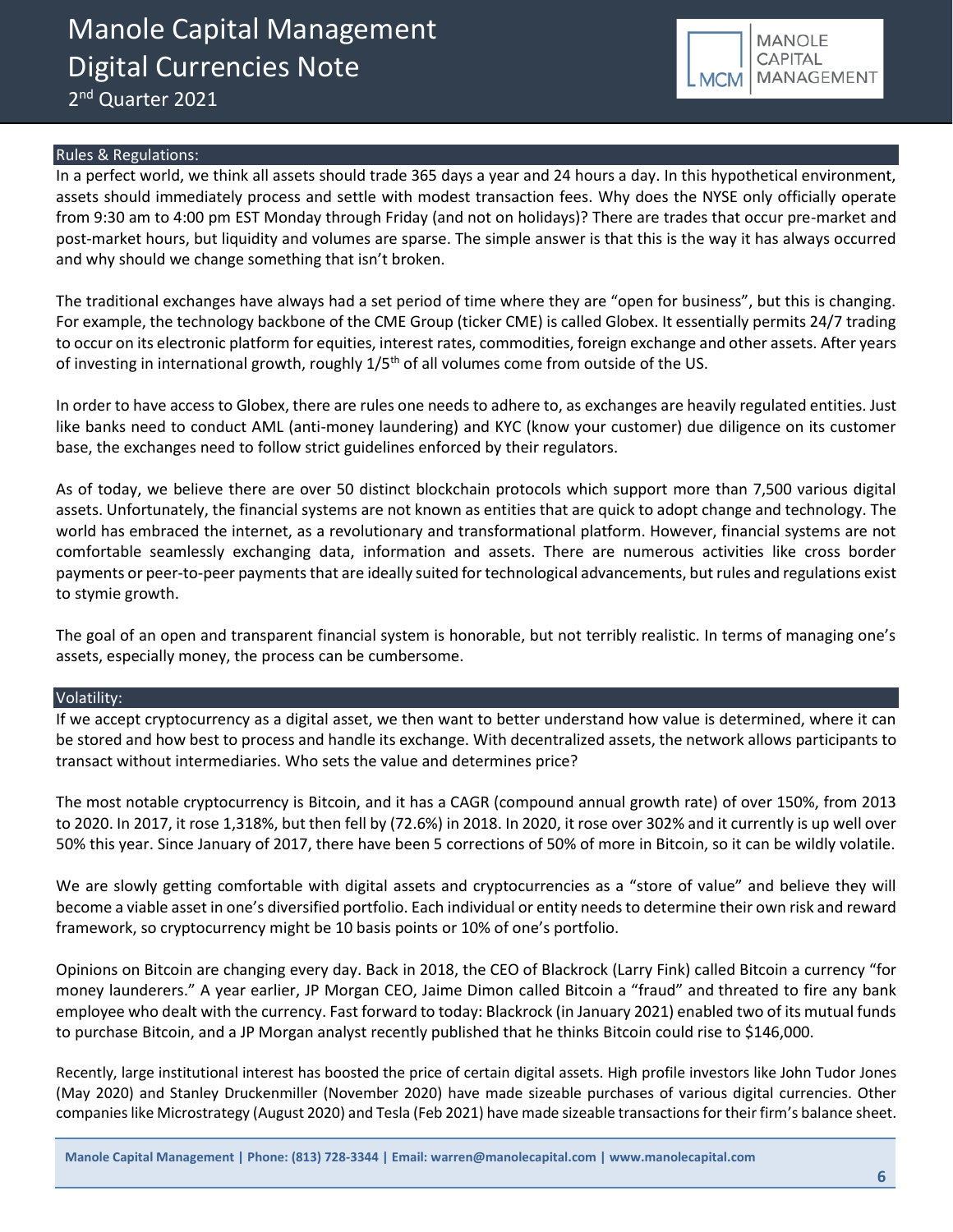## Rules & Regulations:

In a perfect world, we think all assets should trade 365 days a year and 24 hours a day. In this hypothetical environment, assets should immediately process and settle with modest transaction fees. Why does the NYSE only officially operate from 9:30 am to 4:00 pm EST Monday through Friday (and not on holidays)? There are trades that occur pre-market and post-market hours, but liquidity and volumes are sparse. The simple answer is that this is the way it has always occurred and why should we change something that isn't broken.

The traditional exchanges have always had a set period of time where they are "open for business", but this is changing. For example, the technology backbone of the CME Group (ticker CME) is called Globex. It essentially permits 24/7 trading to occur on its electronic platform for equities, interest rates, commodities, foreign exchange and other assets. After years of investing in international growth, roughly 1/5th of all volumes come from outside of the US.

In order to have access to Globex, there are rules one needs to adhere to, as exchanges are heavily regulated entities. Just like banks need to conduct AML (anti-money laundering) and KYC (know your customer) due diligence on its customer base, the exchanges need to follow strict guidelines enforced by their regulators.

As of today, we believe there are over 50 distinct blockchain protocols which support more than 7,500 various digital assets. Unfortunately, the financial systems are not known as entities that are quick to adopt change and technology. The world has embraced the internet, as a revolutionary and transformational platform. However, financial systems are not comfortable seamlessly exchanging data, information and assets. There are numerous activities like cross border payments or peer-to-peer payments that are ideally suited for technological advancements, but rules and regulations exist to stymie growth.

The goal of an open and transparent financial system is honorable, but not terribly realistic. In terms of managing one's assets, especially money, the process can be cumbersome.

## Volatility:

If we accept cryptocurrency as a digital asset, we then want to better understand how value is determined, where it can be stored and how best to process and handle its exchange. With decentralized assets, the network allows participants to transact without intermediaries. Who sets the value and determines price?

The most notable cryptocurrency is Bitcoin, and it has a CAGR (compound annual growth rate) of over 150%, from 2013 to 2020. In 2017, it rose 1,318%, but then fell by (72.6%) in 2018. In 2020, it rose over 302% and it currently is up well over 50% this year. Since January of 2017, there have been 5 corrections of 50% of more in Bitcoin, so it can be wildly volatile.

We are slowly getting comfortable with digital assets and cryptocurrencies as a "store of value" and believe they will become a viable asset in one's diversified portfolio. Each individual or entity needs to determine their own risk and reward framework, so cryptocurrency might be 10 basis points or 10% of one's portfolio.

Opinions on Bitcoin are changing every day. Back in 2018, the CEO of Blackrock (Larry Fink) called Bitcoin a currency "for money launderers." A year earlier, JP Morgan CEO, Jaime Dimon called Bitcoin a "fraud" and threated to fire any bank employee who dealt with the currency. Fast forward to today: Blackrock (in January 2021) enabled two of its mutual funds to purchase Bitcoin, and a JP Morgan analyst recently published that he thinks Bitcoin could rise to $146,000.

Recently, large institutional interest has boosted the price of certain digital assets. High profile investors like John Tudor Jones (May 2020) and Stanley Druckenmiller (November 2020) have made sizeable purchases of various digital currencies. Other companies like Microstrategy (August 2020) and Tesla (Feb 2021) have made sizeable transactions for their firm's balance sheet.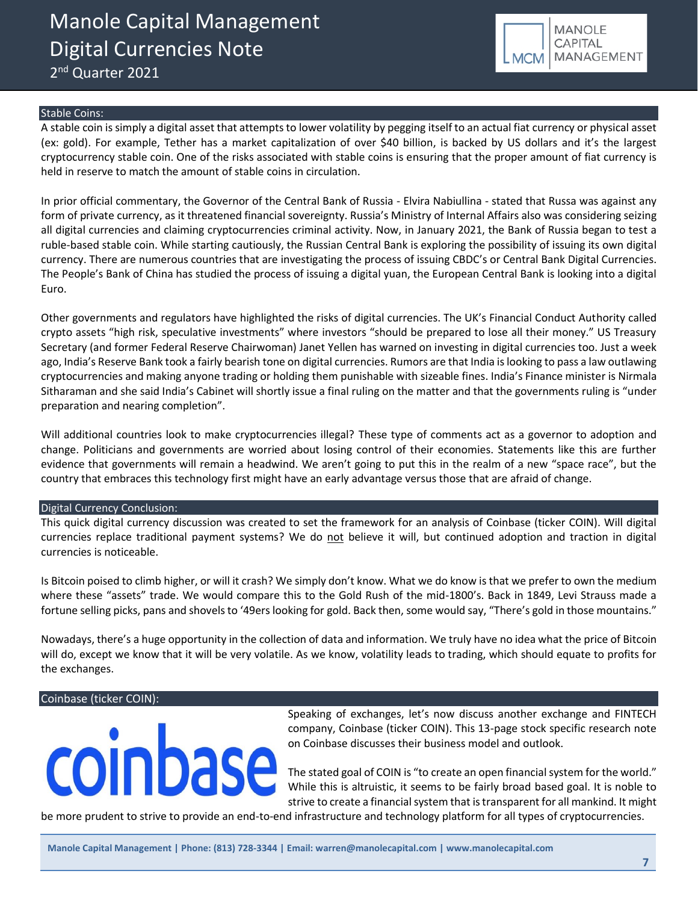## Stable Coins:

A stable coin is simply a digital asset that attempts to lower volatility by pegging itself to an actual fiat currency or physical asset (ex: gold). For example, Tether has a market capitalization of over $40 billion, is backed by US dollars and it's the largest cryptocurrency stable coin. One of the risks associated with stable coins is ensuring that the proper amount of fiat currency is held in reserve to match the amount of stable coins in circulation.

In prior official commentary, the Governor of the Central Bank of Russia - Elvira Nabiullina - stated that Russa was against any form of private currency, as it threatened financial sovereignty. Russia's Ministry of Internal Affairs also was considering seizing all digital currencies and claiming cryptocurrencies criminal activity. Now, in January 2021, the Bank of Russia began to test a ruble-based stable coin. While starting cautiously, the Russian Central Bank is exploring the possibility of issuing its own digital currency. There are numerous countries that are investigating the process of issuing CBDC's or Central Bank Digital Currencies. The People's Bank of China has studied the process of issuing a digital yuan, the European Central Bank is looking into a digital Euro.

Other governments and regulators have highlighted the risks of digital currencies. The UK's Financial Conduct Authority called crypto assets "high risk, speculative investments" where investors "should be prepared to lose all their money." US Treasury Secretary (and former Federal Reserve Chairwoman) Janet Yellen has warned on investing in digital currencies too. Just a week ago, India's Reserve Bank took a fairly bearish tone on digital currencies. Rumors are that India is looking to pass a law outlawing cryptocurrencies and making anyone trading or holding them punishable with sizeable fines. India's Finance minister is Nirmala Sitharaman and she said India's Cabinet will shortly issue a final ruling on the matter and that the governments ruling is "under preparation and nearing completion".

Will additional countries look to make cryptocurrencies illegal? These type of comments act as a governor to adoption and change. Politicians and governments are worried about losing control of their economies. Statements like this are further evidence that governments will remain a headwind. We aren't going to put this in the realm of a new "space race", but the country that embraces this technology first might have an early advantage versus those that are afraid of change.

## Digital Currency Conclusion:

This quick digital currency discussion was created to set the framework for an analysis of Coinbase (ticker COIN). Will digital currencies replace traditional payment systems? We do not believe it will, but continued adoption and traction in digital currencies is noticeable.

Is Bitcoin poised to climb higher, or will it crash? We simply don't know. What we do know is that we prefer to own the medium where these "assets" trade. We would compare this to the Gold Rush of the mid-1800's. Back in 1849, Levi Strauss made a fortune selling picks, pans and shovels to '49ers looking for gold. Back then, some would say, "There's gold in those mountains."

Nowadays, there's a huge opportunity in the collection of data and information. We truly have no idea what the price of Bitcoin will do, except we know that it will be very volatile. As we know, volatility leads to trading, which should equate to profits for the exchanges.

## Coinbase (ticker COIN):

coinbase

Speaking of exchanges, let's now discuss another exchange and FINTECH company, Coinbase (ticker COIN). This 13-page stock specific research note on Coinbase discusses their business model and outlook.

The stated goal of COIN is "to create an open financial system for the world." While this is altruistic, it seems to be fairly broad based goal. It is noble to strive to create a financial system that is transparent for all mankind. It might be more prudent to strive to provide an end-to-end infrastructure and technology platform for all types of cryptocurrencies.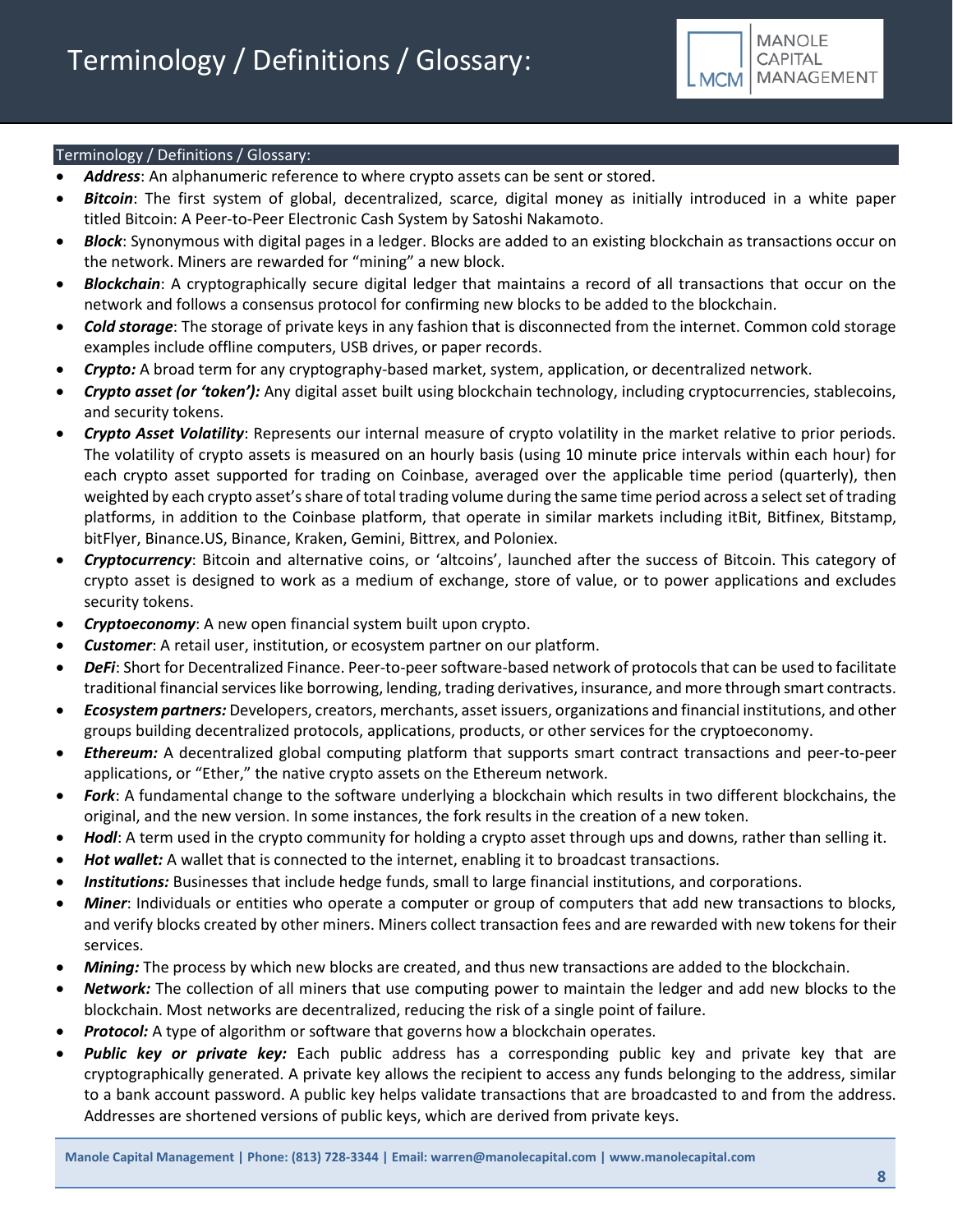# Terminology / Definitions / Glossary:

## Terminology / Definitions / Glossary:

- ***Address***: An alphanumeric reference to where crypto assets can be sent or stored.
- ***Bitcoin***: The first system of global, decentralized, scarce, digital money as initially introduced in a white paper titled Bitcoin: A Peer-to-Peer Electronic Cash System by Satoshi Nakamoto.
- ***Block***: Synonymous with digital pages in a ledger. Blocks are added to an existing blockchain as transactions occur on the network. Miners are rewarded for "mining" a new block.
- ***Blockchain***: A cryptographically secure digital ledger that maintains a record of all transactions that occur on the network and follows a consensus protocol for confirming new blocks to be added to the blockchain.
- ***Cold storage***: The storage of private keys in any fashion that is disconnected from the internet. Common cold storage examples include offline computers, USB drives, or paper records.
- ***Crypto:*** A broad term for any cryptography-based market, system, application, or decentralized network.
- ***Crypto asset (or 'token'):*** Any digital asset built using blockchain technology, including cryptocurrencies, stablecoins, and security tokens.
- ***Crypto Asset Volatility***: Represents our internal measure of crypto volatility in the market relative to prior periods. The volatility of crypto assets is measured on an hourly basis (using 10 minute price intervals within each hour) for each crypto asset supported for trading on Coinbase, averaged over the applicable time period (quarterly), then weighted by each crypto asset's share of total trading volume during the same time period across a select set of trading platforms, in addition to the Coinbase platform, that operate in similar markets including itBit, Bitfinex, Bitstamp, bitFlyer, Binance.US, Binance, Kraken, Gemini, Bittrex, and Poloniex.
- ***Cryptocurrency***: Bitcoin and alternative coins, or 'altcoins', launched after the success of Bitcoin. This category of crypto asset is designed to work as a medium of exchange, store of value, or to power applications and excludes security tokens.
- ***Cryptoeconomy***: A new open financial system built upon crypto.
- ***Customer***: A retail user, institution, or ecosystem partner on our platform.
- ***DeFi***: Short for Decentralized Finance. Peer-to-peer software-based network of protocols that can be used to facilitate traditional financial services like borrowing, lending, trading derivatives, insurance, and more through smart contracts.
- ***Ecosystem partners:*** Developers, creators, merchants, asset issuers, organizations and financial institutions, and other groups building decentralized protocols, applications, products, or other services for the cryptoeconomy.
- ***Ethereum:*** A decentralized global computing platform that supports smart contract transactions and peer-to-peer applications, or "Ether," the native crypto assets on the Ethereum network.
- ***Fork***: A fundamental change to the software underlying a blockchain which results in two different blockchains, the original, and the new version. In some instances, the fork results in the creation of a new token.
- ***Hodl***: A term used in the crypto community for holding a crypto asset through ups and downs, rather than selling it.
- ***Hot wallet:*** A wallet that is connected to the internet, enabling it to broadcast transactions.
- ***Institutions:*** Businesses that include hedge funds, small to large financial institutions, and corporations.
- ***Miner***: Individuals or entities who operate a computer or group of computers that add new transactions to blocks, and verify blocks created by other miners. Miners collect transaction fees and are rewarded with new tokens for their services.
- ***Mining:*** The process by which new blocks are created, and thus new transactions are added to the blockchain.
- ***Network:*** The collection of all miners that use computing power to maintain the ledger and add new blocks to the blockchain. Most networks are decentralized, reducing the risk of a single point of failure.
- ***Protocol:*** A type of algorithm or software that governs how a blockchain operates.
- ***Public key or private key:*** Each public address has a corresponding public key and private key that are cryptographically generated. A private key allows the recipient to access any funds belonging to the address, similar to a bank account password. A public key helps validate transactions that are broadcasted to and from the address. Addresses are shortened versions of public keys, which are derived from private keys.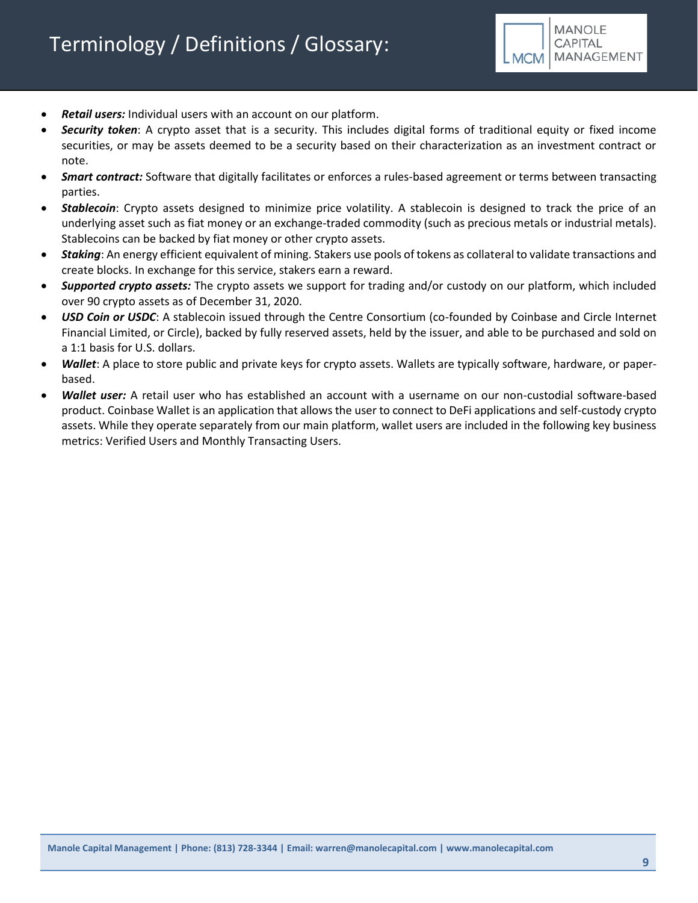# Terminology / Definitions / Glossary:

- ***Retail users:*** Individual users with an account on our platform.
- ***Security token***: A crypto asset that is a security. This includes digital forms of traditional equity or fixed income securities, or may be assets deemed to be a security based on their characterization as an investment contract or note.
- ***Smart contract:*** Software that digitally facilitates or enforces a rules-based agreement or terms between transacting parties.
- ***Stablecoin***: Crypto assets designed to minimize price volatility. A stablecoin is designed to track the price of an underlying asset such as fiat money or an exchange-traded commodity (such as precious metals or industrial metals). Stablecoins can be backed by fiat money or other crypto assets.
- ***Staking***: An energy efficient equivalent of mining. Stakers use pools of tokens as collateral to validate transactions and create blocks. In exchange for this service, stakers earn a reward.
- ***Supported crypto assets:*** The crypto assets we support for trading and/or custody on our platform, which included over 90 crypto assets as of December 31, 2020.
- ***USD Coin or USDC***: A stablecoin issued through the Centre Consortium (co-founded by Coinbase and Circle Internet Financial Limited, or Circle), backed by fully reserved assets, held by the issuer, and able to be purchased and sold on a 1:1 basis for U.S. dollars.
- ***Wallet***: A place to store public and private keys for crypto assets. Wallets are typically software, hardware, or paper-based.
- ***Wallet user:*** A retail user who has established an account with a username on our non-custodial software-based product. Coinbase Wallet is an application that allows the user to connect to DeFi applications and self-custody crypto assets. While they operate separately from our main platform, wallet users are included in the following key business metrics: Verified Users and Monthly Transacting Users.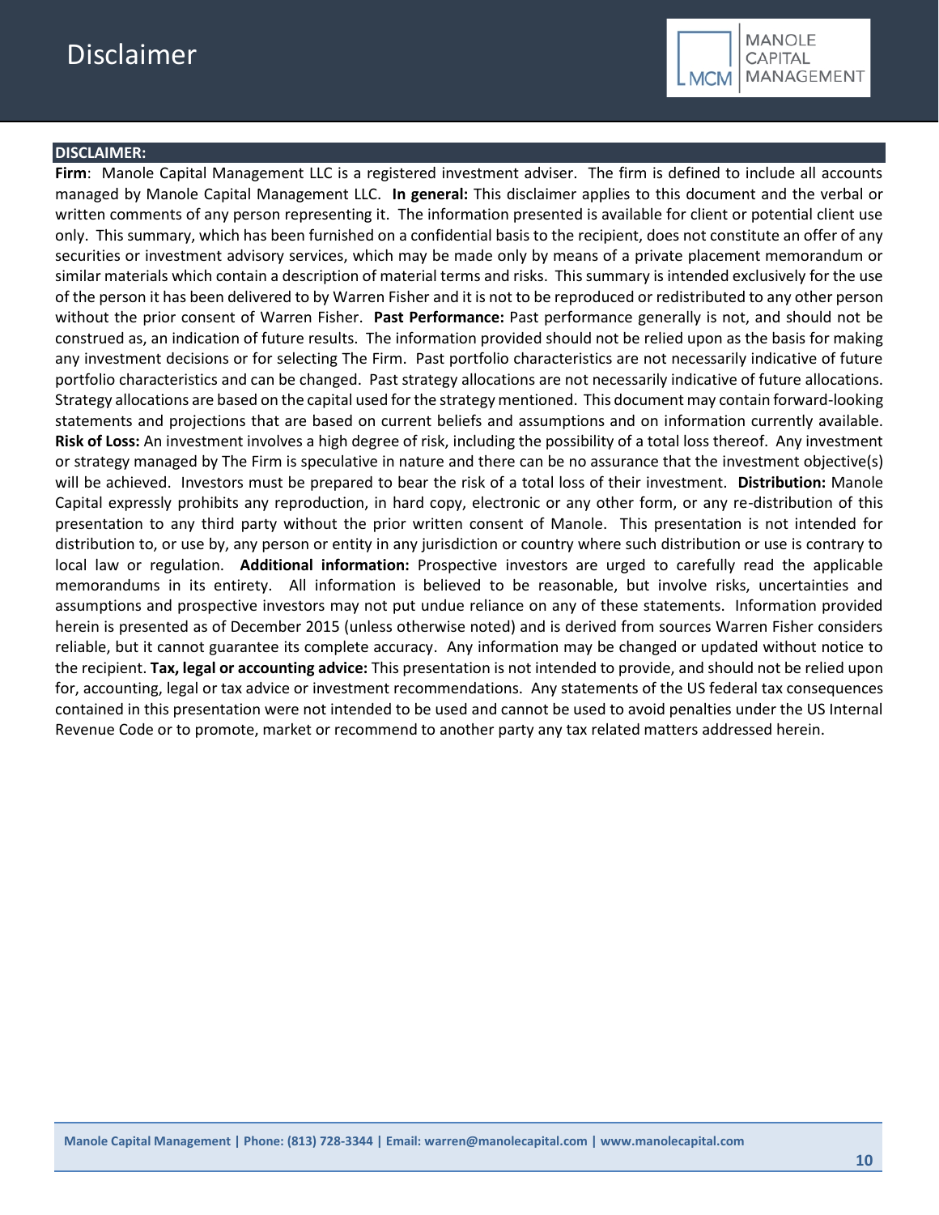# Disclaimer

**DISCLAIMER:**

**Firm**: Manole Capital Management LLC is a registered investment adviser. The firm is defined to include all accounts managed by Manole Capital Management LLC. **In general:** This disclaimer applies to this document and the verbal or written comments of any person representing it. The information presented is available for client or potential client use only. This summary, which has been furnished on a confidential basis to the recipient, does not constitute an offer of any securities or investment advisory services, which may be made only by means of a private placement memorandum or similar materials which contain a description of material terms and risks. This summary is intended exclusively for the use of the person it has been delivered to by Warren Fisher and it is not to be reproduced or redistributed to any other person without the prior consent of Warren Fisher. **Past Performance:** Past performance generally is not, and should not be construed as, an indication of future results. The information provided should not be relied upon as the basis for making any investment decisions or for selecting The Firm. Past portfolio characteristics are not necessarily indicative of future portfolio characteristics and can be changed. Past strategy allocations are not necessarily indicative of future allocations. Strategy allocations are based on the capital used for the strategy mentioned. This document may contain forward-looking statements and projections that are based on current beliefs and assumptions and on information currently available. **Risk of Loss:** An investment involves a high degree of risk, including the possibility of a total loss thereof. Any investment or strategy managed by The Firm is speculative in nature and there can be no assurance that the investment objective(s) will be achieved. Investors must be prepared to bear the risk of a total loss of their investment. **Distribution:** Manole Capital expressly prohibits any reproduction, in hard copy, electronic or any other form, or any re-distribution of this presentation to any third party without the prior written consent of Manole. This presentation is not intended for distribution to, or use by, any person or entity in any jurisdiction or country where such distribution or use is contrary to local law or regulation. **Additional information:** Prospective investors are urged to carefully read the applicable memorandums in its entirety. All information is believed to be reasonable, but involve risks, uncertainties and assumptions and prospective investors may not put undue reliance on any of these statements. Information provided herein is presented as of December 2015 (unless otherwise noted) and is derived from sources Warren Fisher considers reliable, but it cannot guarantee its complete accuracy. Any information may be changed or updated without notice to the recipient. **Tax, legal or accounting advice:** This presentation is not intended to provide, and should not be relied upon for, accounting, legal or tax advice or investment recommendations. Any statements of the US federal tax consequences contained in this presentation were not intended to be used and cannot be used to avoid penalties under the US Internal Revenue Code or to promote, market or recommend to another party any tax related matters addressed herein.